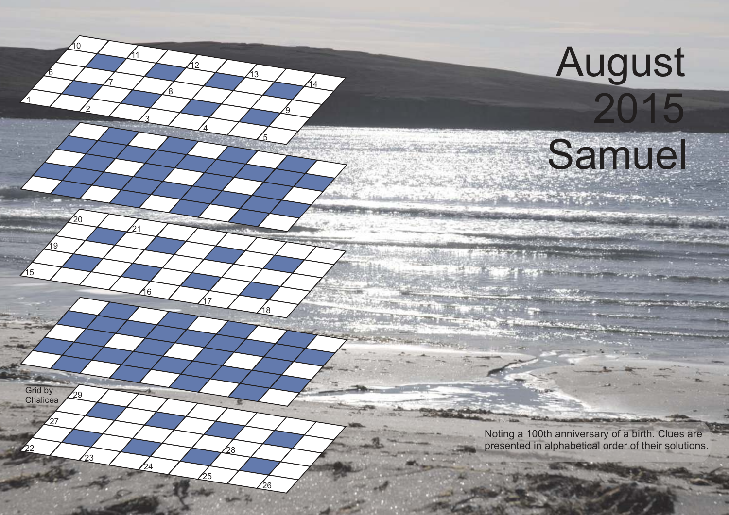# August 2015 Samuel

Noting a 100th anniversary of a birth. Clues are presented in alphabetical order of their solutions.

Grid by Chalicea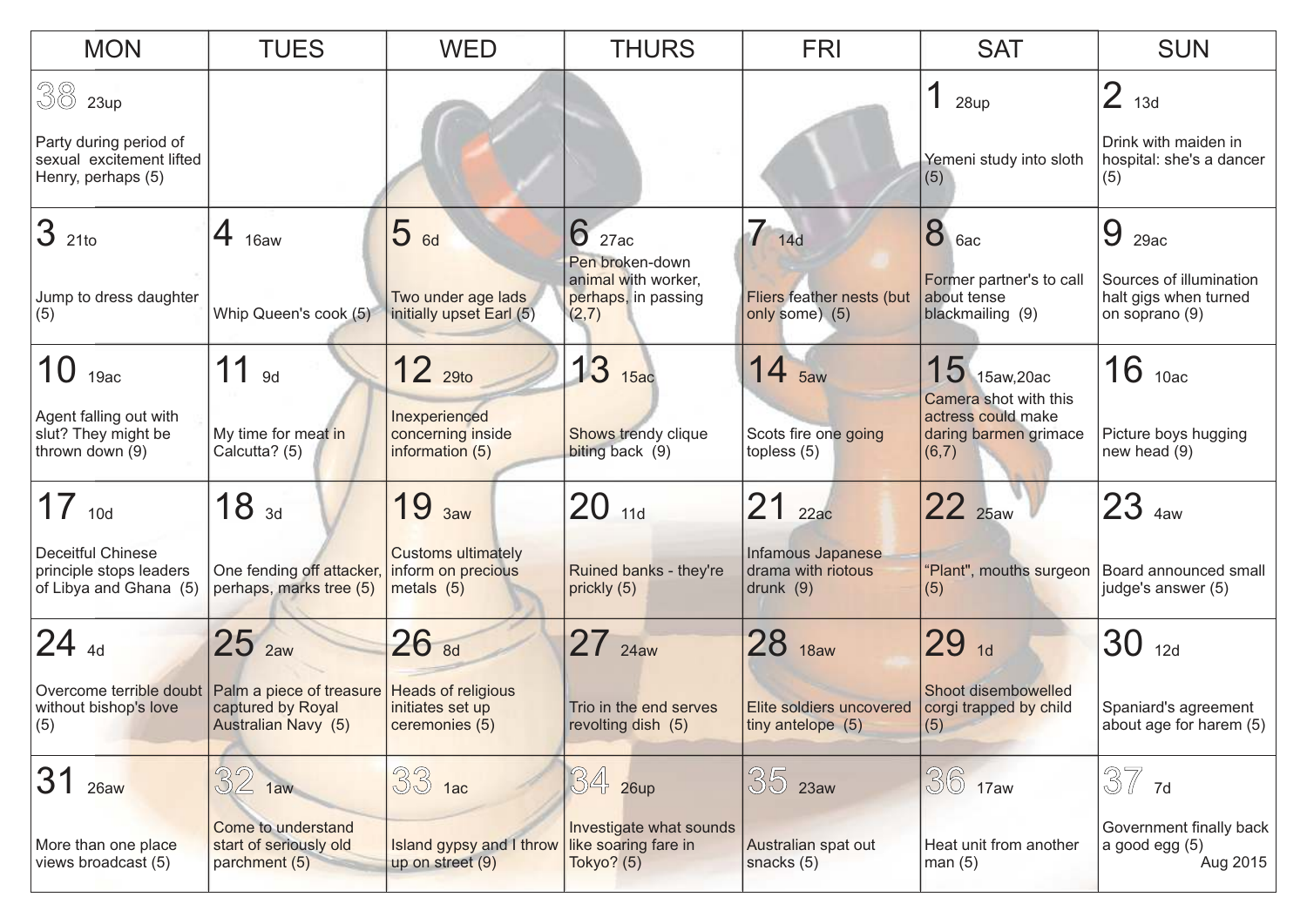| MON | TUES | WED | THURS | FRI | SAT | SUN |
|---|---|---|---|---|---|---|
| 38 23up Party during period of sexual excitement lifted Henry, perhaps (5) | | | | | 1 28up Yemeni study into sloth (5) | 2 13d Drink with maiden in hospital: she's a dancer (5) |
| 3 21to Jump to dress daughter (5) | 4 16aw Whip Queen's cook (5) | 5 6d Two under age lads initially upset Earl (5) | 6 27ac Pen broken-down animal with worker, perhaps, in passing (2,7) | 7 14d Fliers feather nests (but only some) (5) | 8 6ac Former partner's to call about tense blackmailing (9) | 9 29ac Sources of illumination halt gigs when turned on soprano (9) |
| 10 19ac Agent falling out with slut? They might be thrown down (9) | 11 9d My time for meat in Calcutta? (5) | 12 29to Inexperienced concerning inside information (5) | 13 15ac Shows trendy clique biting back (9) | 14 5aw Scots fire one going topless (5) | 15 15aw,20ac Camera shot with this actress could make daring barmen grimace (6,7) | 16 10ac Picture boys hugging new head (9) |
| 17 10d Deceitful Chinese principle stops leaders of Libya and Ghana (5) | 18 3d One fending off attacker, perhaps, marks tree (5) | 19 3aw Customs ultimately inform on precious metals (5) | 20 11d Ruined banks - they're prickly (5) | 21 22ac Infamous Japanese drama with riotous drunk (9) | 22 25aw "Plant", mouths surgeon (5) | 23 4aw Board announced small judge's answer (5) |
| 24 4d Overcome terrible doubt without bishop's love (5) | 25 2aw Palm a piece of treasure captured by Royal Australian Navy (5) | 26 8d Heads of religious initiates set up ceremonies (5) | 27 24aw Trio in the end serves revolting dish (5) | 28 18aw Elite soldiers uncovered tiny antelope (5) | 29 1d Shoot disembowelled corgi trapped by child (5) | 30 12d Spaniard's agreement about age for harem (5) |
| 31 26aw More than one place views broadcast (5) | 32 1aw Come to understand start of seriously old parchment (5) | 33 1ac Island gypsy and I throw up on street (9) | 34 26up Investigate what sounds like soaring fare in Tokyo? (5) | 35 23aw Australian spat out snacks (5) | 36 17aw Heat unit from another man (5) | 37 7d Government finally back a good egg (5) |

Aug 2015